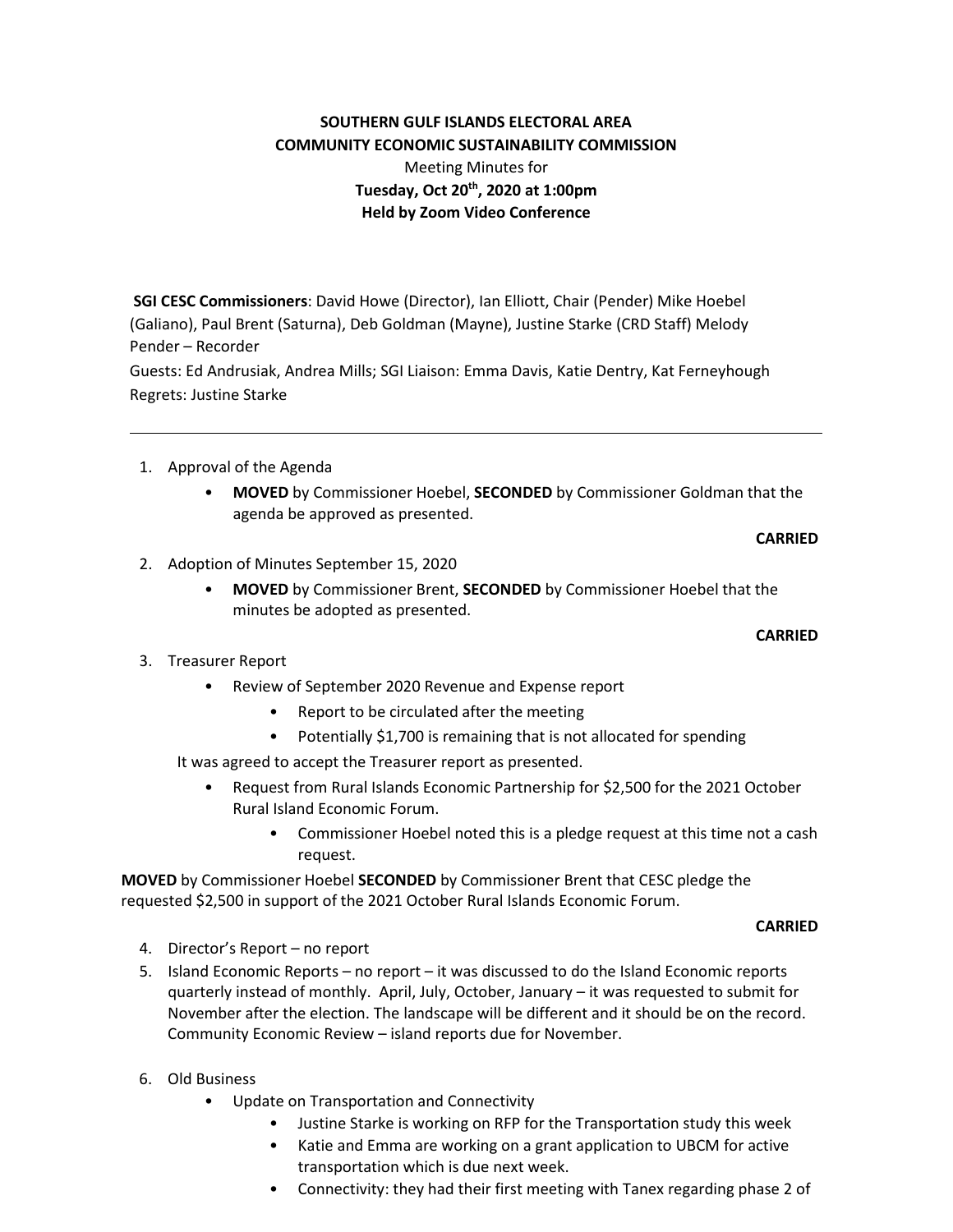**SOUTHERN GULF ISLANDS ELECTORAL AREA**
**COMMUNITY ECONOMIC SUSTAINABILITY COMMISSION**
Meeting Minutes for
**Tuesday, Oct 20th, 2020 at 1:00pm**
**Held by Zoom Video Conference**

**SGI CESC Commissioners**: David Howe (Director), Ian Elliott, Chair (Pender) Mike Hoebel (Galiano), Paul Brent (Saturna), Deb Goldman (Mayne), Justine Starke (CRD Staff) Melody Pender – Recorder
Guests: Ed Andrusiak, Andrea Mills; SGI Liaison: Emma Davis, Katie Dentry, Kat Ferneyhough
Regrets: Justine Starke

---

1. Approval of the Agenda
    - **MOVED** by Commissioner Hoebel, **SECONDED** by Commissioner Goldman that the agenda be approved as presented.

**CARRIED**

2. Adoption of Minutes September 15, 2020
    - **MOVED** by Commissioner Brent, **SECONDED** by Commissioner Hoebel that the minutes be adopted as presented.

**CARRIED**

3. Treasurer Report
    - Review of September 2020 Revenue and Expense report
        - Report to be circulated after the meeting
        - Potentially $1,700 is remaining that is not allocated for spending

   It was agreed to accept the Treasurer report as presented.

    - Request from Rural Islands Economic Partnership for $2,500 for the 2021 October Rural Island Economic Forum.
        - Commissioner Hoebel noted this is a pledge request at this time not a cash request.

**MOVED** by Commissioner Hoebel **SECONDED** by Commissioner Brent that CESC pledge the requested $2,500 in support of the 2021 October Rural Islands Economic Forum.

**CARRIED**

4. Director's Report – no report
5. Island Economic Reports – no report – it was discussed to do the Island Economic reports quarterly instead of monthly. April, July, October, January – it was requested to submit for November after the election. The landscape will be different and it should be on the record. Community Economic Review – island reports due for November.

6. Old Business
    - Update on Transportation and Connectivity
        - Justine Starke is working on RFP for the Transportation study this week
        - Katie and Emma are working on a grant application to UBCM for active transportation which is due next week.
        - Connectivity: they had their first meeting with Tanex regarding phase 2 of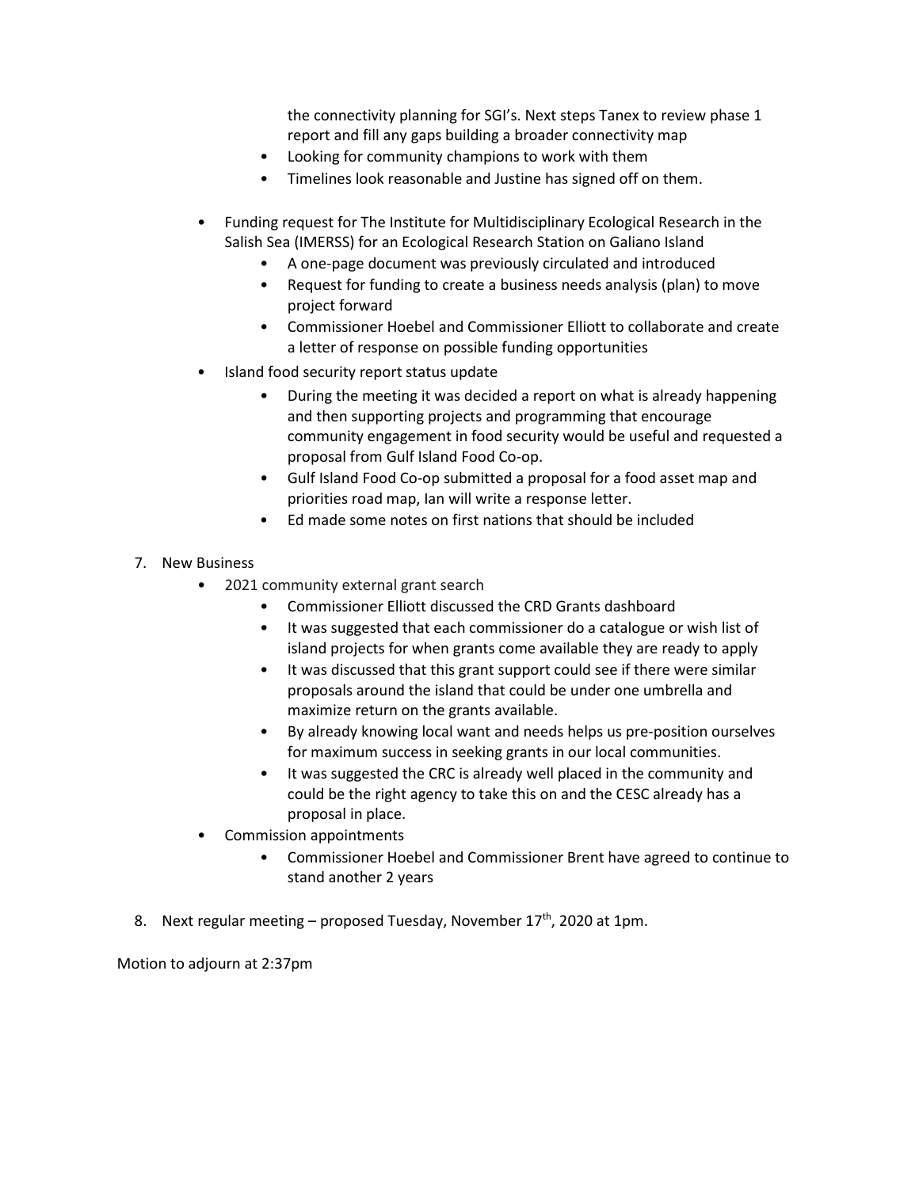the connectivity planning for SGI's. Next steps Tanex to review phase 1 report and fill any gaps building a broader connectivity map
    - Looking for community champions to work with them
    - Timelines look reasonable and Justine has signed off on them.

- Funding request for The Institute for Multidisciplinary Ecological Research in the Salish Sea (IMERSS) for an Ecological Research Station on Galiano Island
    - A one-page document was previously circulated and introduced
    - Request for funding to create a business needs analysis (plan) to move project forward
    - Commissioner Hoebel and Commissioner Elliott to collaborate and create a letter of response on possible funding opportunities
- Island food security report status update
    - During the meeting it was decided a report on what is already happening and then supporting projects and programming that encourage community engagement in food security would be useful and requested a proposal from Gulf Island Food Co-op.
    - Gulf Island Food Co-op submitted a proposal for a food asset map and priorities road map, Ian will write a response letter.
    - Ed made some notes on first nations that should be included

7. New Business
    - 2021 community external grant search
        - Commissioner Elliott discussed the CRD Grants dashboard
        - It was suggested that each commissioner do a catalogue or wish list of island projects for when grants come available they are ready to apply
        - It was discussed that this grant support could see if there were similar proposals around the island that could be under one umbrella and maximize return on the grants available.
        - By already knowing local want and needs helps us pre-position ourselves for maximum success in seeking grants in our local communities.
        - It was suggested the CRC is already well placed in the community and could be the right agency to take this on and the CESC already has a proposal in place.
    - Commission appointments
        - Commissioner Hoebel and Commissioner Brent have agreed to continue to stand another 2 years

8. Next regular meeting – proposed Tuesday, November 17th, 2020 at 1pm.

Motion to adjourn at 2:37pm